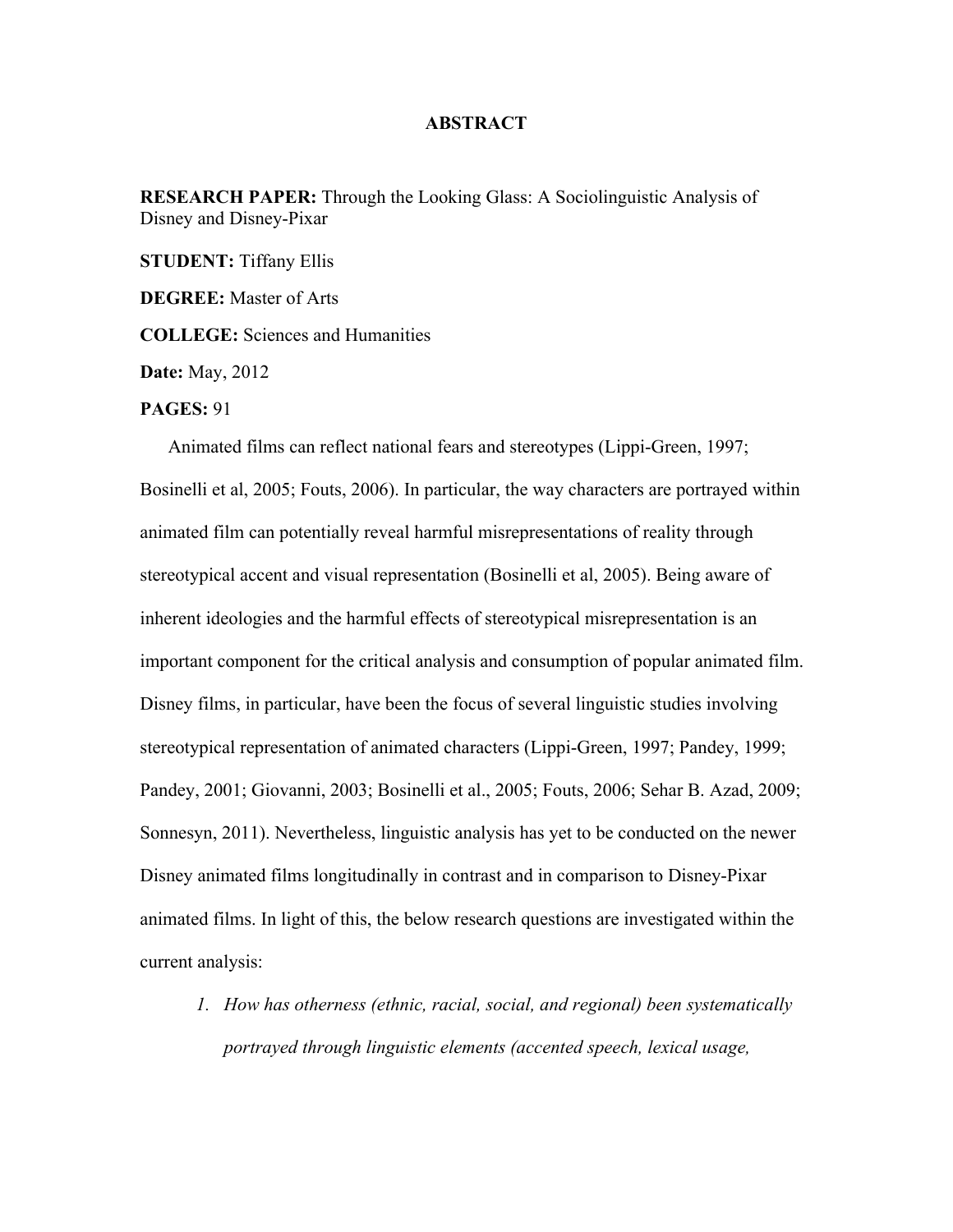# ABSTRACT

**RESEARCH PAPER:** Through the Looking Glass: A Sociolinguistic Analysis of Disney and Disney-Pixar

**STUDENT:** Tiffany Ellis

**DEGREE:** Master of Arts

**COLLEGE:** Sciences and Humanities

**Date:** May, 2012

**PAGES:** 91

Animated films can reflect national fears and stereotypes (Lippi-Green, 1997; Bosinelli et al, 2005; Fouts, 2006). In particular, the way characters are portrayed within animated film can potentially reveal harmful misrepresentations of reality through stereotypical accent and visual representation (Bosinelli et al, 2005). Being aware of inherent ideologies and the harmful effects of stereotypical misrepresentation is an important component for the critical analysis and consumption of popular animated film. Disney films, in particular, have been the focus of several linguistic studies involving stereotypical representation of animated characters (Lippi-Green, 1997; Pandey, 1999; Pandey, 2001; Giovanni, 2003; Bosinelli et al., 2005; Fouts, 2006; Sehar B. Azad, 2009; Sonnesyn, 2011). Nevertheless, linguistic analysis has yet to be conducted on the newer Disney animated films longitudinally in contrast and in comparison to Disney-Pixar animated films. In light of this, the below research questions are investigated within the current analysis:

1. *How has otherness (ethnic, racial, social, and regional) been systematically portrayed through linguistic elements (accented speech, lexical usage,*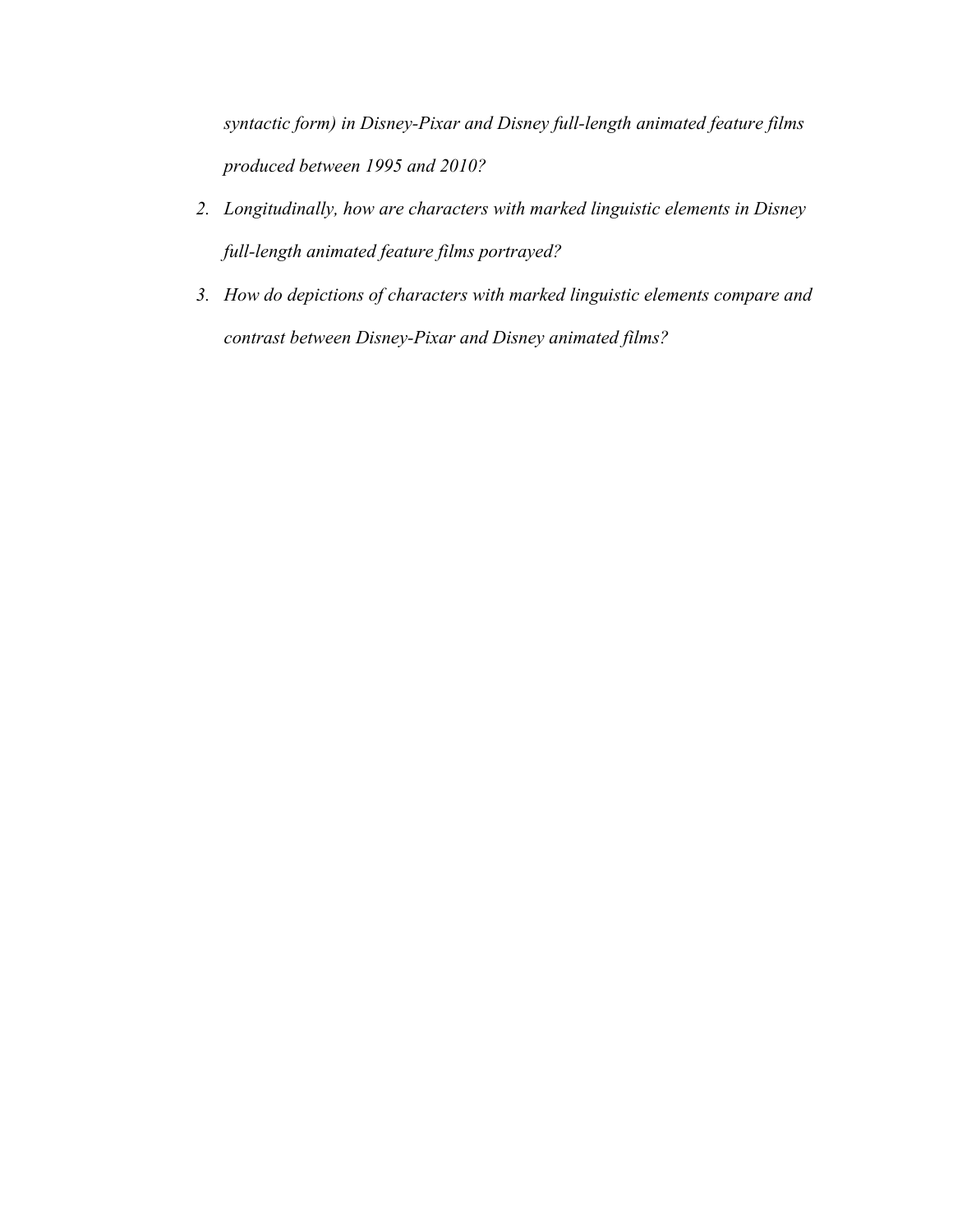*syntactic form) in Disney-Pixar and Disney full-length animated feature films produced between 1995 and 2010?*

2. *Longitudinally, how are characters with marked linguistic elements in Disney full-length animated feature films portrayed?*
3. *How do depictions of characters with marked linguistic elements compare and contrast between Disney-Pixar and Disney animated films?*